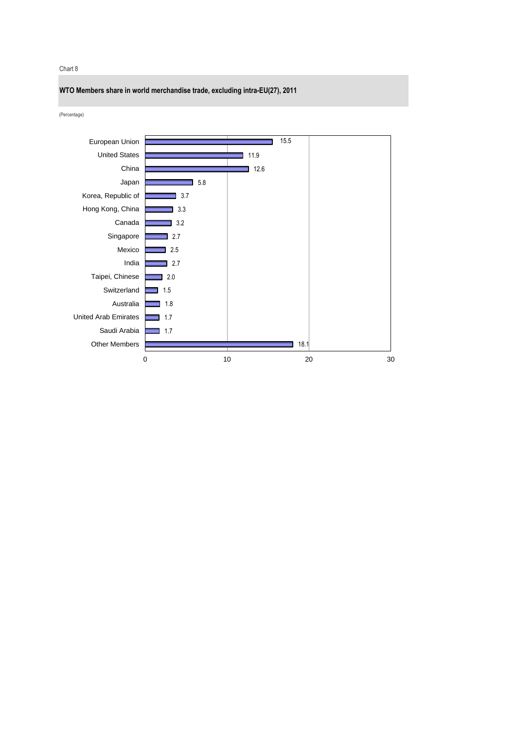Chart 8

**WTO Members share in world merchandise trade, excluding intra-EU(27), 2011**

(Percentage)

| Member | Share |
|---|---|
| European Union | 15.5 |
| United States | 11.9 |
| China | 12.6 |
| Japan | 5.8 |
| Korea, Republic of | 3.7 |
| Hong Kong, China | 3.3 |
| Canada | 3.2 |
| Singapore | 2.7 |
| Mexico | 2.5 |
| India | 2.7 |
| Taipei, Chinese | 2.0 |
| Switzerland | 1.5 |
| Australia | 1.8 |
| United Arab Emirates | 1.7 |
| Saudi Arabia | 1.7 |
| Other Members | 18.1 |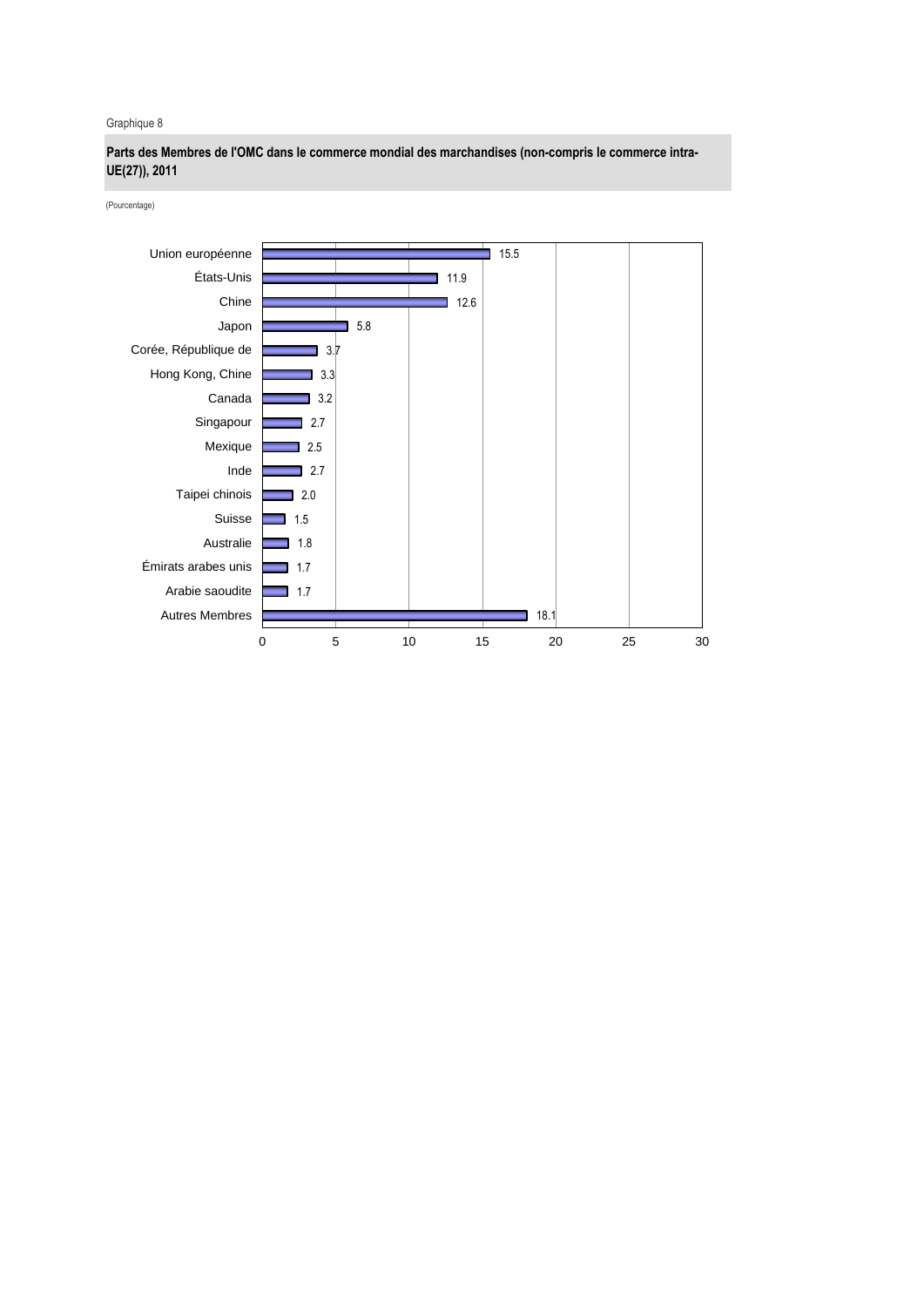Graphique 8

**Parts des Membres de l'OMC dans le commerce mondial des marchandises (non-compris le commerce intra-UE(27)), 2011**

(Pourcentage)

| Membre | Part |
| --- | --- |
| Union européenne | 15.5 |
| États-Unis | 11.9 |
| Chine | 12.6 |
| Japon | 5.8 |
| Corée, République de | 3.7 |
| Hong Kong, Chine | 3.3 |
| Canada | 3.2 |
| Singapour | 2.7 |
| Mexique | 2.5 |
| Inde | 2.7 |
| Taipei chinois | 2.0 |
| Suisse | 1.5 |
| Australie | 1.8 |
| Émirats arabes unis | 1.7 |
| Arabie saoudite | 1.7 |
| Autres Membres | 18.1 |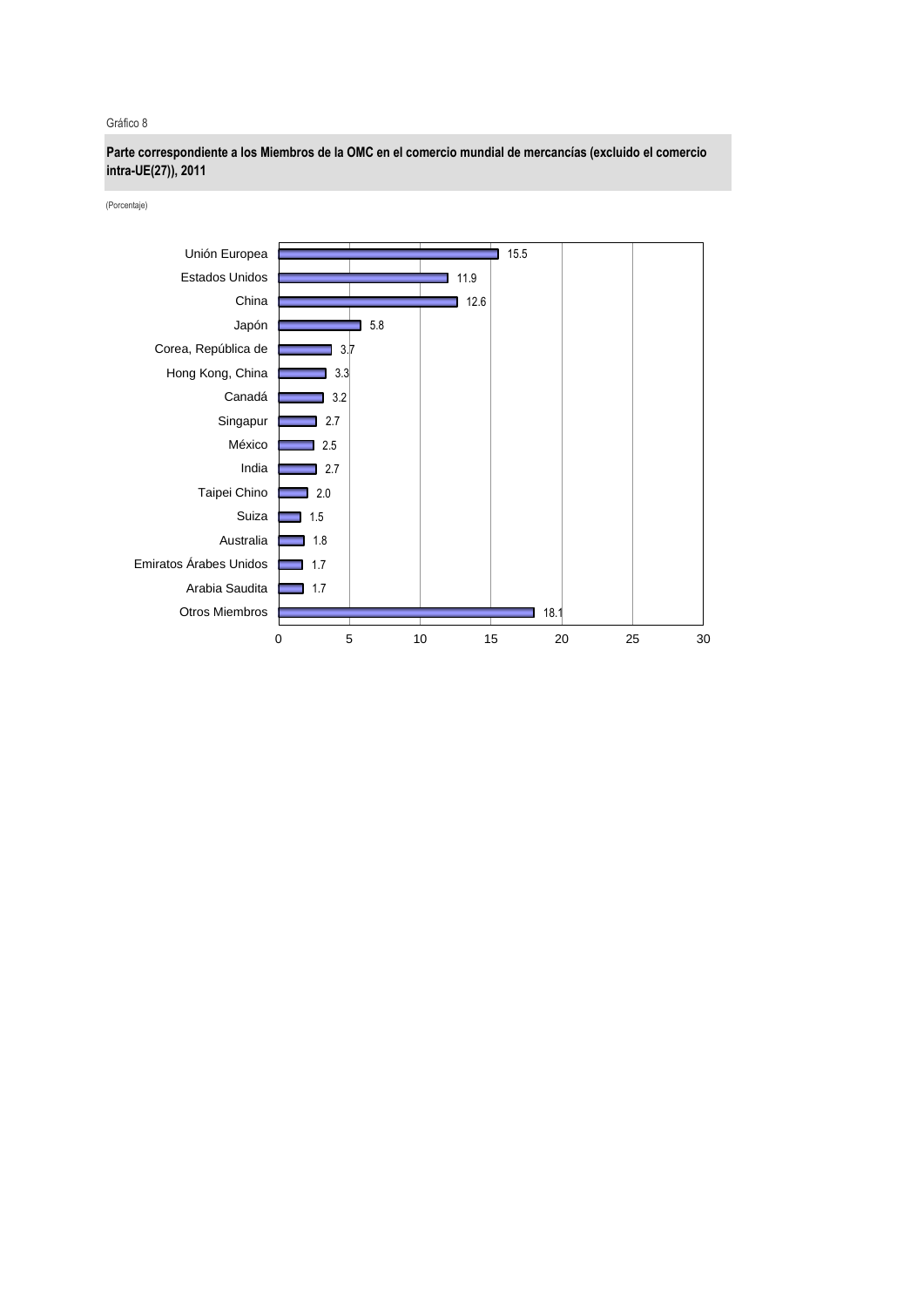Gráfico 8

**Parte correspondiente a los Miembros de la OMC en el comercio mundial de mercancías (excluido el comercio intra-UE(27)), 2011**

(Porcentaje)

| Miembro | Porcentaje |
| --- | --- |
| Unión Europea | 15.5 |
| Estados Unidos | 11.9 |
| China | 12.6 |
| Japón | 5.8 |
| Corea, República de | 3.7 |
| Hong Kong, China | 3.3 |
| Canadá | 3.2 |
| Singapur | 2.7 |
| México | 2.5 |
| India | 2.7 |
| Taipei Chino | 2.0 |
| Suiza | 1.5 |
| Australia | 1.8 |
| Emiratos Árabes Unidos | 1.7 |
| Arabia Saudita | 1.7 |
| Otros Miembros | 18.1 |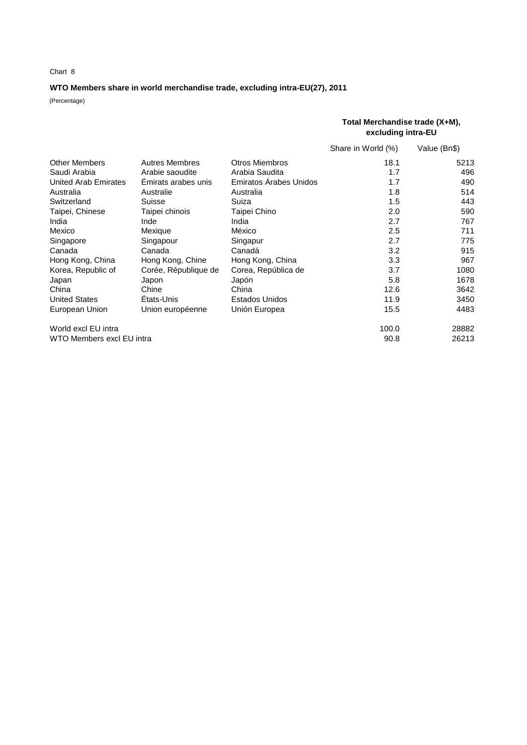Chart 8

**WTO Members share in world merchandise trade, excluding intra-EU(27), 2011**

(Percentage)

| | | | Total Merchandise trade (X+M), excluding intra-EU | |
|---|---|---|---|---|
| | | | Share in World (%) | Value (Bn$) |
| Other Members | Autres Membres | Otros Miembros | 18.1 | 5213 |
| Saudi Arabia | Arabie saoudite | Arabia Saudita | 1.7 | 496 |
| United Arab Emirates | Émirats arabes unis | Emiratos Árabes Unidos | 1.7 | 490 |
| Australia | Australie | Australia | 1.8 | 514 |
| Switzerland | Suisse | Suiza | 1.5 | 443 |
| Taipei, Chinese | Taipei chinois | Taipei Chino | 2.0 | 590 |
| India | Inde | India | 2.7 | 767 |
| Mexico | Mexique | México | 2.5 | 711 |
| Singapore | Singapour | Singapur | 2.7 | 775 |
| Canada | Canada | Canadá | 3.2 | 915 |
| Hong Kong, China | Hong Kong, Chine | Hong Kong, China | 3.3 | 967 |
| Korea, Republic of | Corée, République de | Corea, República de | 3.7 | 1080 |
| Japan | Japon | Japón | 5.8 | 1678 |
| China | Chine | China | 12.6 | 3642 |
| United States | États-Unis | Estados Unidos | 11.9 | 3450 |
| European Union | Union européenne | Unión Europea | 15.5 | 4483 |
| World excl EU intra | | | 100.0 | 28882 |
| WTO Members excl EU intra | | | 90.8 | 26213 |